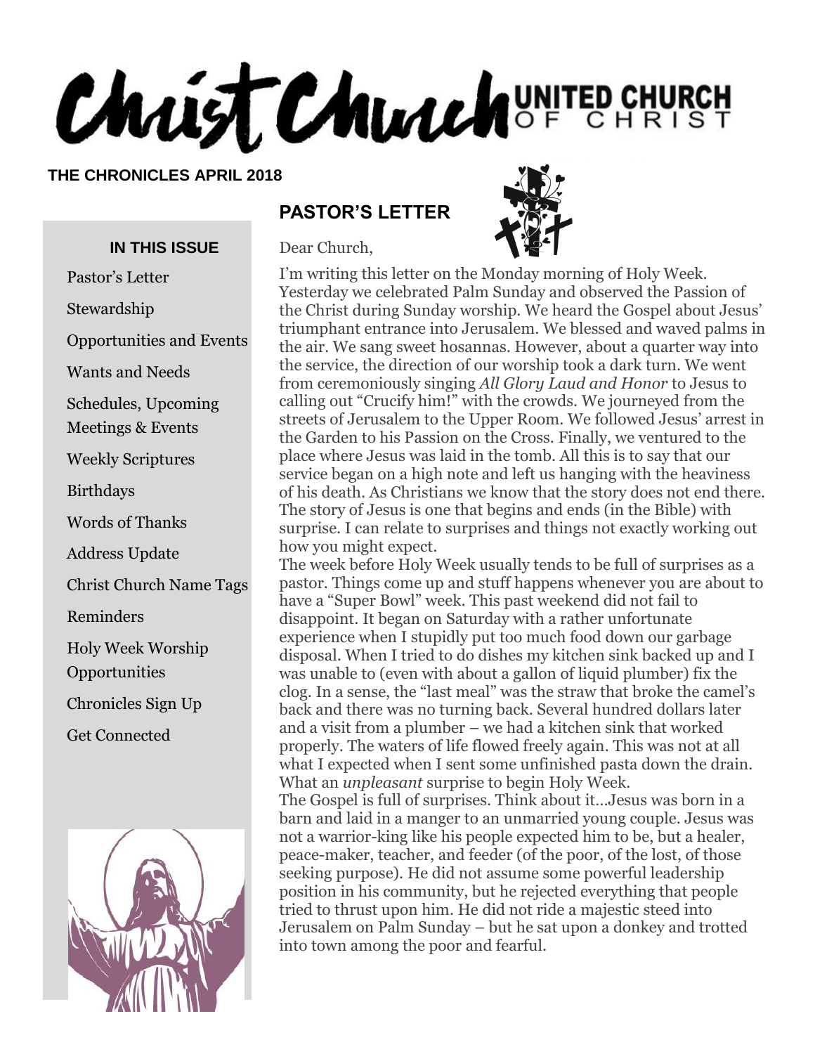# Christ Church UNITED CHURCH OF CHRIST

**THE CHRONICLES APRIL 2018**

**IN THIS ISSUE**

- Pastor's Letter
- Stewardship
- Opportunities and Events
- Wants and Needs
- Schedules, Upcoming Meetings & Events
- Weekly Scriptures
- Birthdays
- Words of Thanks
- Address Update
- Christ Church Name Tags
- Reminders
- Holy Week Worship Opportunities
- Chronicles Sign Up
- Get Connected

## PASTOR'S LETTER

Dear Church,

I'm writing this letter on the Monday morning of Holy Week. Yesterday we celebrated Palm Sunday and observed the Passion of the Christ during Sunday worship. We heard the Gospel about Jesus' triumphant entrance into Jerusalem. We blessed and waved palms in the air. We sang sweet hosannas. However, about a quarter way into the service, the direction of our worship took a dark turn. We went from ceremoniously singing *All Glory Laud and Honor* to Jesus to calling out "Crucify him!" with the crowds. We journeyed from the streets of Jerusalem to the Upper Room. We followed Jesus' arrest in the Garden to his Passion on the Cross. Finally, we ventured to the place where Jesus was laid in the tomb. All this is to say that our service began on a high note and left us hanging with the heaviness of his death. As Christians we know that the story does not end there. The story of Jesus is one that begins and ends (in the Bible) with surprise. I can relate to surprises and things not exactly working out how you might expect.

The week before Holy Week usually tends to be full of surprises as a pastor. Things come up and stuff happens whenever you are about to have a "Super Bowl" week. This past weekend did not fail to disappoint. It began on Saturday with a rather unfortunate experience when I stupidly put too much food down our garbage disposal. When I tried to do dishes my kitchen sink backed up and I was unable to (even with about a gallon of liquid plumber) fix the clog. In a sense, the "last meal" was the straw that broke the camel's back and there was no turning back. Several hundred dollars later and a visit from a plumber – we had a kitchen sink that worked properly. The waters of life flowed freely again. This was not at all what I expected when I sent some unfinished pasta down the drain. What an *unpleasant* surprise to begin Holy Week.

The Gospel is full of surprises. Think about it…Jesus was born in a barn and laid in a manger to an unmarried young couple. Jesus was not a warrior-king like his people expected him to be, but a healer, peace-maker, teacher, and feeder (of the poor, of the lost, of those seeking purpose). He did not assume some powerful leadership position in his community, but he rejected everything that people tried to thrust upon him. He did not ride a majestic steed into Jerusalem on Palm Sunday – but he sat upon a donkey and trotted into town among the poor and fearful.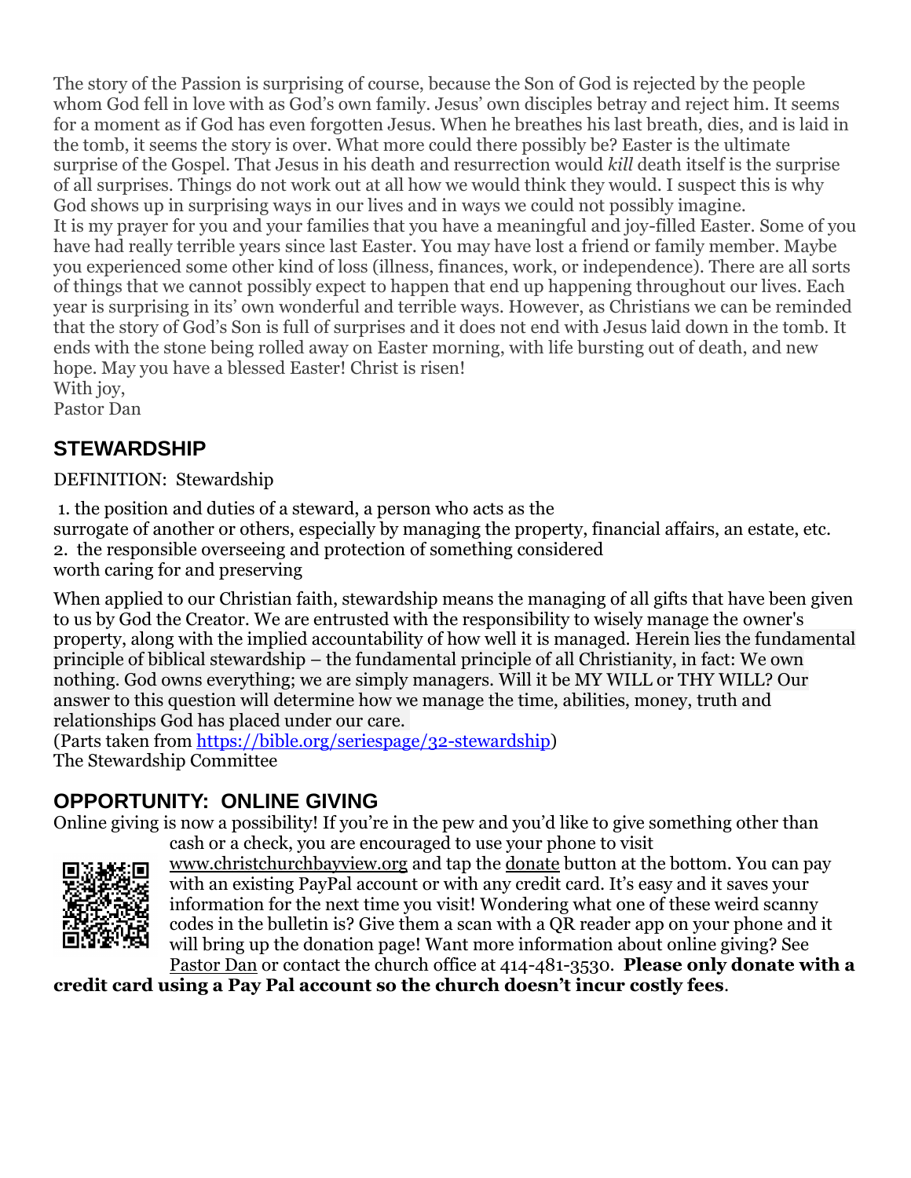The story of the Passion is surprising of course, because the Son of God is rejected by the people whom God fell in love with as God's own family. Jesus' own disciples betray and reject him. It seems for a moment as if God has even forgotten Jesus. When he breathes his last breath, dies, and is laid in the tomb, it seems the story is over. What more could there possibly be? Easter is the ultimate surprise of the Gospel. That Jesus in his death and resurrection would *kill* death itself is the surprise of all surprises. Things do not work out at all how we would think they would. I suspect this is why God shows up in surprising ways in our lives and in ways we could not possibly imagine.
It is my prayer for you and your families that you have a meaningful and joy-filled Easter. Some of you have had really terrible years since last Easter. You may have lost a friend or family member. Maybe you experienced some other kind of loss (illness, finances, work, or independence). There are all sorts of things that we cannot possibly expect to happen that end up happening throughout our lives. Each year is surprising in its' own wonderful and terrible ways. However, as Christians we can be reminded that the story of God's Son is full of surprises and it does not end with Jesus laid down in the tomb. It ends with the stone being rolled away on Easter morning, with life bursting out of death, and new hope. May you have a blessed Easter! Christ is risen!
With joy,
Pastor Dan

## STEWARDSHIP

DEFINITION: Stewardship

1. the position and duties of a steward, a person who acts as the surrogate of another or others, especially by managing the property, financial affairs, an estate, etc.
2. the responsible overseeing and protection of something considered worth caring for and preserving

When applied to our Christian faith, stewardship means the managing of all gifts that have been given to us by God the Creator. We are entrusted with the responsibility to wisely manage the owner's property, along with the implied accountability of how well it is managed. Herein lies the fundamental principle of biblical stewardship – the fundamental principle of all Christianity, in fact: We own nothing. God owns everything; we are simply managers. Will it be MY WILL or THY WILL? Our answer to this question will determine how we manage the time, abilities, money, truth and relationships God has placed under our care.
(Parts taken from https://bible.org/seriespage/32-stewardship)
The Stewardship Committee

## OPPORTUNITY: ONLINE GIVING

Online giving is now a possibility! If you're in the pew and you'd like to give something other than cash or a check, you are encouraged to use your phone to visit www.christchurchbayview.org and tap the donate button at the bottom. You can pay with an existing PayPal account or with any credit card. It's easy and it saves your information for the next time you visit! Wondering what one of these weird scanny codes in the bulletin is? Give them a scan with a QR reader app on your phone and it will bring up the donation page! Want more information about online giving? See Pastor Dan or contact the church office at 414-481-3530. **Please only donate with a credit card using a Pay Pal account so the church doesn't incur costly fees**.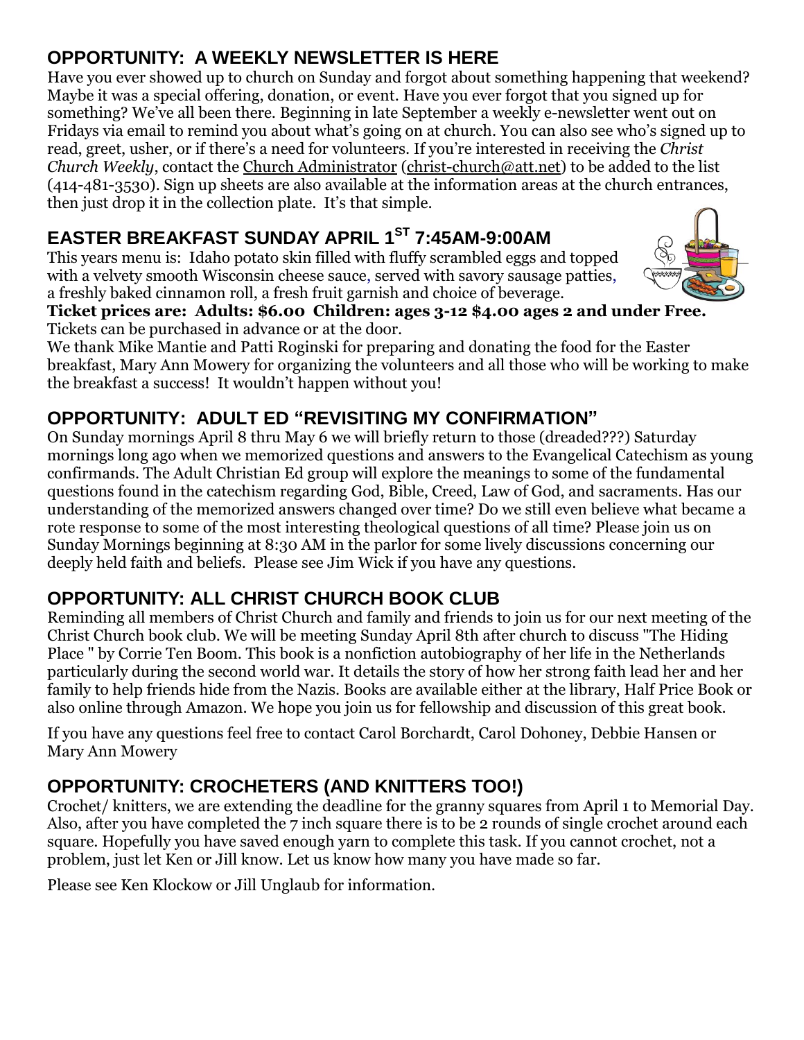## OPPORTUNITY: A WEEKLY NEWSLETTER IS HERE

Have you ever showed up to church on Sunday and forgot about something happening that weekend? Maybe it was a special offering, donation, or event. Have you ever forgot that you signed up for something? We've all been there. Beginning in late September a weekly e-newsletter went out on Fridays via email to remind you about what's going on at church. You can also see who's signed up to read, greet, usher, or if there's a need for volunteers. If you're interested in receiving the *Christ Church Weekly*, contact the Church Administrator (christ-church@att.net) to be added to the list (414-481-3530). Sign up sheets are also available at the information areas at the church entrances, then just drop it in the collection plate. It's that simple.

## EASTER BREAKFAST SUNDAY APRIL 1ST 7:45AM-9:00AM

This years menu is: Idaho potato skin filled with fluffy scrambled eggs and topped with a velvety smooth Wisconsin cheese sauce, served with savory sausage patties, a freshly baked cinnamon roll, a fresh fruit garnish and choice of beverage.

**Ticket prices are: Adults: $6.00 Children: ages 3-12 $4.00 ages 2 and under Free.**

Tickets can be purchased in advance or at the door.

We thank Mike Mantie and Patti Roginski for preparing and donating the food for the Easter breakfast, Mary Ann Mowery for organizing the volunteers and all those who will be working to make the breakfast a success! It wouldn't happen without you!

## OPPORTUNITY: ADULT ED "REVISITING MY CONFIRMATION"

On Sunday mornings April 8 thru May 6 we will briefly return to those (dreaded???) Saturday mornings long ago when we memorized questions and answers to the Evangelical Catechism as young confirmands. The Adult Christian Ed group will explore the meanings to some of the fundamental questions found in the catechism regarding God, Bible, Creed, Law of God, and sacraments. Has our understanding of the memorized answers changed over time? Do we still even believe what became a rote response to some of the most interesting theological questions of all time? Please join us on Sunday Mornings beginning at 8:30 AM in the parlor for some lively discussions concerning our deeply held faith and beliefs. Please see Jim Wick if you have any questions.

## OPPORTUNITY: ALL CHRIST CHURCH BOOK CLUB

Reminding all members of Christ Church and family and friends to join us for our next meeting of the Christ Church book club. We will be meeting Sunday April 8th after church to discuss "The Hiding Place " by Corrie Ten Boom. This book is a nonfiction autobiography of her life in the Netherlands particularly during the second world war. It details the story of how her strong faith lead her and her family to help friends hide from the Nazis. Books are available either at the library, Half Price Book or also online through Amazon. We hope you join us for fellowship and discussion of this great book.

If you have any questions feel free to contact Carol Borchardt, Carol Dohoney, Debbie Hansen or Mary Ann Mowery

## OPPORTUNITY: CROCHETERS (AND KNITTERS TOO!)

Crochet/ knitters, we are extending the deadline for the granny squares from April 1 to Memorial Day. Also, after you have completed the 7 inch square there is to be 2 rounds of single crochet around each square. Hopefully you have saved enough yarn to complete this task. If you cannot crochet, not a problem, just let Ken or Jill know. Let us know how many you have made so far.

Please see Ken Klockow or Jill Unglaub for information.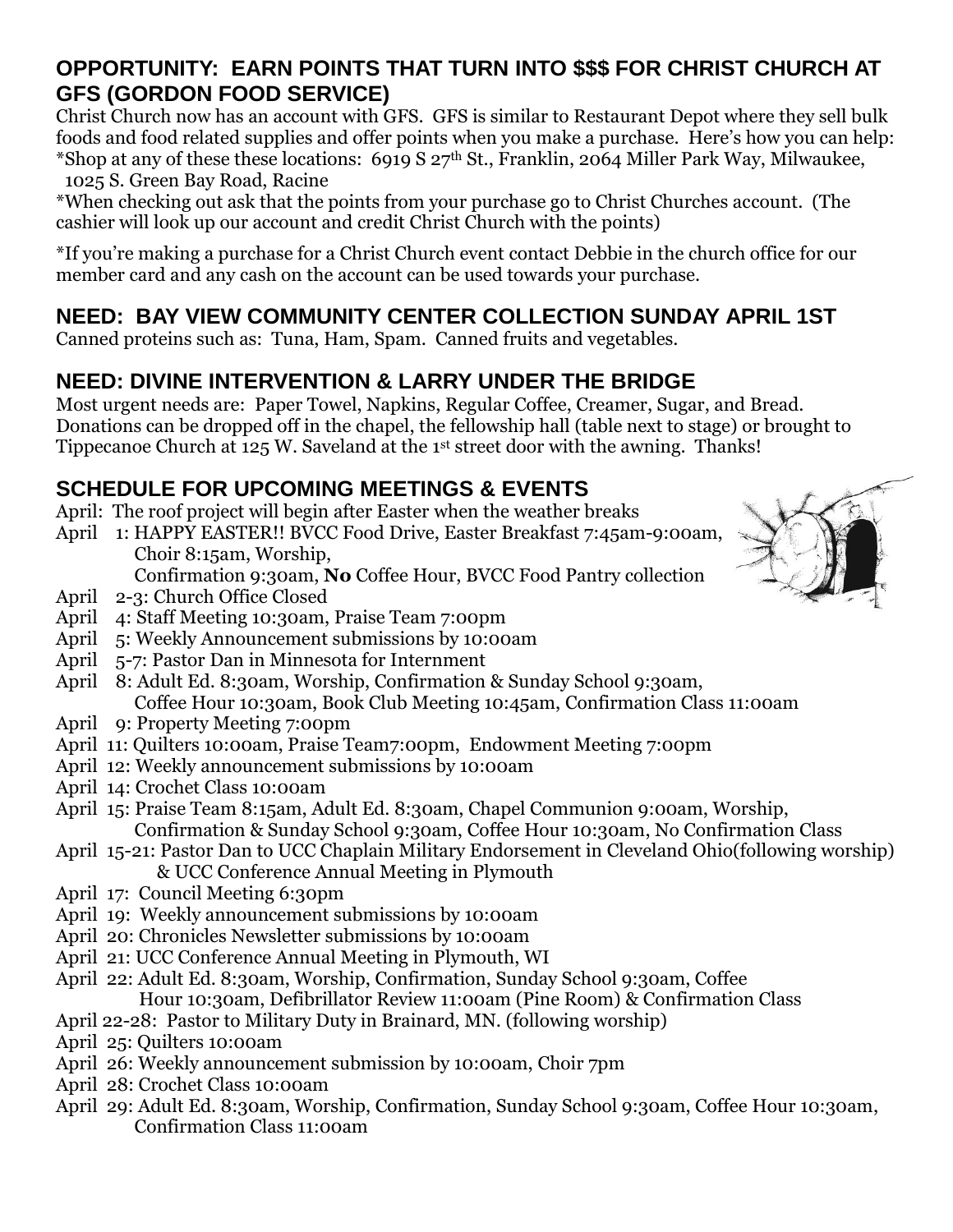## OPPORTUNITY: EARN POINTS THAT TURN INTO $$$ FOR CHRIST CHURCH AT GFS (GORDON FOOD SERVICE)

Christ Church now has an account with GFS. GFS is similar to Restaurant Depot where they sell bulk foods and food related supplies and offer points when you make a purchase. Here's how you can help:
*Shop at any of these these locations: 6919 S 27th St., Franklin, 2064 Miller Park Way, Milwaukee, 1025 S. Green Bay Road, Racine
*When checking out ask that the points from your purchase go to Christ Churches account. (The cashier will look up our account and credit Christ Church with the points)

*If you're making a purchase for a Christ Church event contact Debbie in the church office for our member card and any cash on the account can be used towards your purchase.

## NEED: BAY VIEW COMMUNITY CENTER COLLECTION SUNDAY APRIL 1ST

Canned proteins such as: Tuna, Ham, Spam. Canned fruits and vegetables.

## NEED: DIVINE INTERVENTION & LARRY UNDER THE BRIDGE

Most urgent needs are: Paper Towel, Napkins, Regular Coffee, Creamer, Sugar, and Bread. Donations can be dropped off in the chapel, the fellowship hall (table next to stage) or brought to Tippecanoe Church at 125 W. Saveland at the 1st street door with the awning. Thanks!

## SCHEDULE FOR UPCOMING MEETINGS & EVENTS

April: The roof project will begin after Easter when the weather breaks
April 1: HAPPY EASTER!! BVCC Food Drive, Easter Breakfast 7:45am-9:00am, Choir 8:15am, Worship, Confirmation 9:30am, **No** Coffee Hour, BVCC Food Pantry collection
April 2-3: Church Office Closed
April 4: Staff Meeting 10:30am, Praise Team 7:00pm
April 5: Weekly Announcement submissions by 10:00am
April 5-7: Pastor Dan in Minnesota for Internment
April 8: Adult Ed. 8:30am, Worship, Confirmation & Sunday School 9:30am, Coffee Hour 10:30am, Book Club Meeting 10:45am, Confirmation Class 11:00am
April 9: Property Meeting 7:00pm
April 11: Quilters 10:00am, Praise Team7:00pm, Endowment Meeting 7:00pm
April 12: Weekly announcement submissions by 10:00am
April 14: Crochet Class 10:00am
April 15: Praise Team 8:15am, Adult Ed. 8:30am, Chapel Communion 9:00am, Worship, Confirmation & Sunday School 9:30am, Coffee Hour 10:30am, No Confirmation Class
April 15-21: Pastor Dan to UCC Chaplain Military Endorsement in Cleveland Ohio(following worship) & UCC Conference Annual Meeting in Plymouth
April 17: Council Meeting 6:30pm
April 19: Weekly announcement submissions by 10:00am
April 20: Chronicles Newsletter submissions by 10:00am
April 21: UCC Conference Annual Meeting in Plymouth, WI
April 22: Adult Ed. 8:30am, Worship, Confirmation, Sunday School 9:30am, Coffee Hour 10:30am, Defibrillator Review 11:00am (Pine Room) & Confirmation Class
April 22-28: Pastor to Military Duty in Brainard, MN. (following worship)
April 25: Quilters 10:00am
April 26: Weekly announcement submission by 10:00am, Choir 7pm
April 28: Crochet Class 10:00am
April 29: Adult Ed. 8:30am, Worship, Confirmation, Sunday School 9:30am, Coffee Hour 10:30am, Confirmation Class 11:00am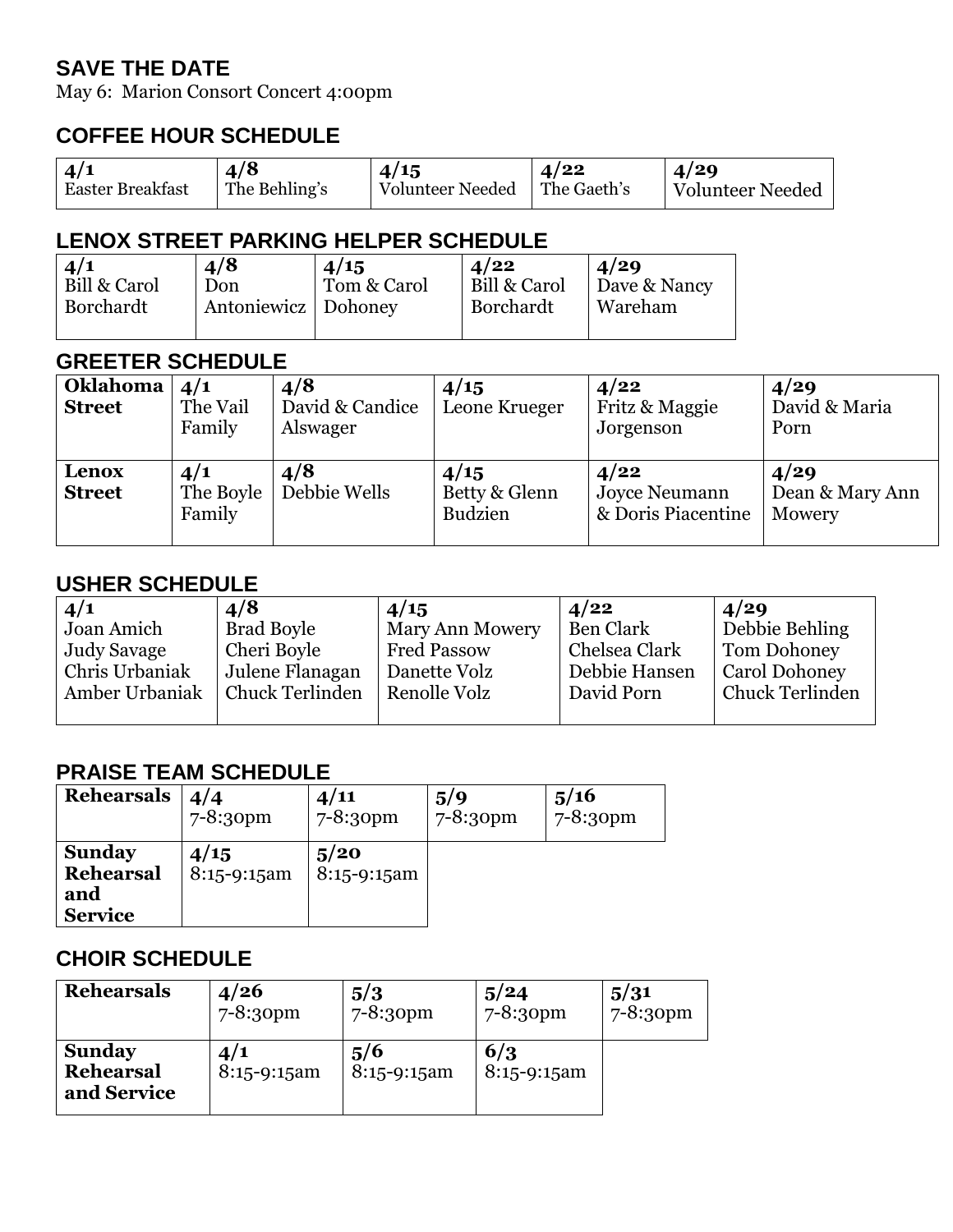## SAVE THE DATE

May 6: Marion Consort Concert 4:00pm

## COFFEE HOUR SCHEDULE

| 4/1 | 4/8 | 4/15 | 4/22 | 4/29 |
|---|---|---|---|---|
| Easter Breakfast | The Behling's | Volunteer Needed | The Gaeth's | Volunteer Needed |

## LENOX STREET PARKING HELPER SCHEDULE

| 4/1 | 4/8 | 4/15 | 4/22 | 4/29 |
|---|---|---|---|---|
| Bill & Carol Borchardt | Don Antoniewicz | Tom & Carol Dohoney | Bill & Carol Borchardt | Dave & Nancy Wareham |

## GREETER SCHEDULE

| | 4/1 | 4/8 | 4/15 | 4/22 | 4/29 |
|---|---|---|---|---|---|
| **Oklahoma Street** | The Vail Family | David & Candice Alswager | Leone Krueger | Fritz & Maggie Jorgenson | David & Maria Porn |
| **Lenox Street** | The Boyle Family | Debbie Wells | Betty & Glenn Budzien | Joyce Neumann & Doris Piacentine | Dean & Mary Ann Mowery |

## USHER SCHEDULE

| 4/1 | 4/8 | 4/15 | 4/22 | 4/29 |
|---|---|---|---|---|
| Joan Amich | Brad Boyle | Mary Ann Mowery | Ben Clark | Debbie Behling |
| Judy Savage | Cheri Boyle | Fred Passow | Chelsea Clark | Tom Dohoney |
| Chris Urbaniak | Julene Flanagan | Danette Volz | Debbie Hansen | Carol Dohoney |
| Amber Urbaniak | Chuck Terlinden | Renolle Volz | David Porn | Chuck Terlinden |

## PRAISE TEAM SCHEDULE

| | | | | |
|---|---|---|---|---|
| **Rehearsals** | **4/4** 7-8:30pm | **4/11** 7-8:30pm | **5/9** 7-8:30pm | **5/16** 7-8:30pm |
| **Sunday Rehearsal and Service** | **4/15** 8:15-9:15am | **5/20** 8:15-9:15am | | |

## CHOIR SCHEDULE

| | | | | |
|---|---|---|---|---|
| **Rehearsals** | **4/26** 7-8:30pm | **5/3** 7-8:30pm | **5/24** 7-8:30pm | **5/31** 7-8:30pm |
| **Sunday Rehearsal and Service** | **4/1** 8:15-9:15am | **5/6** 8:15-9:15am | **6/3** 8:15-9:15am | |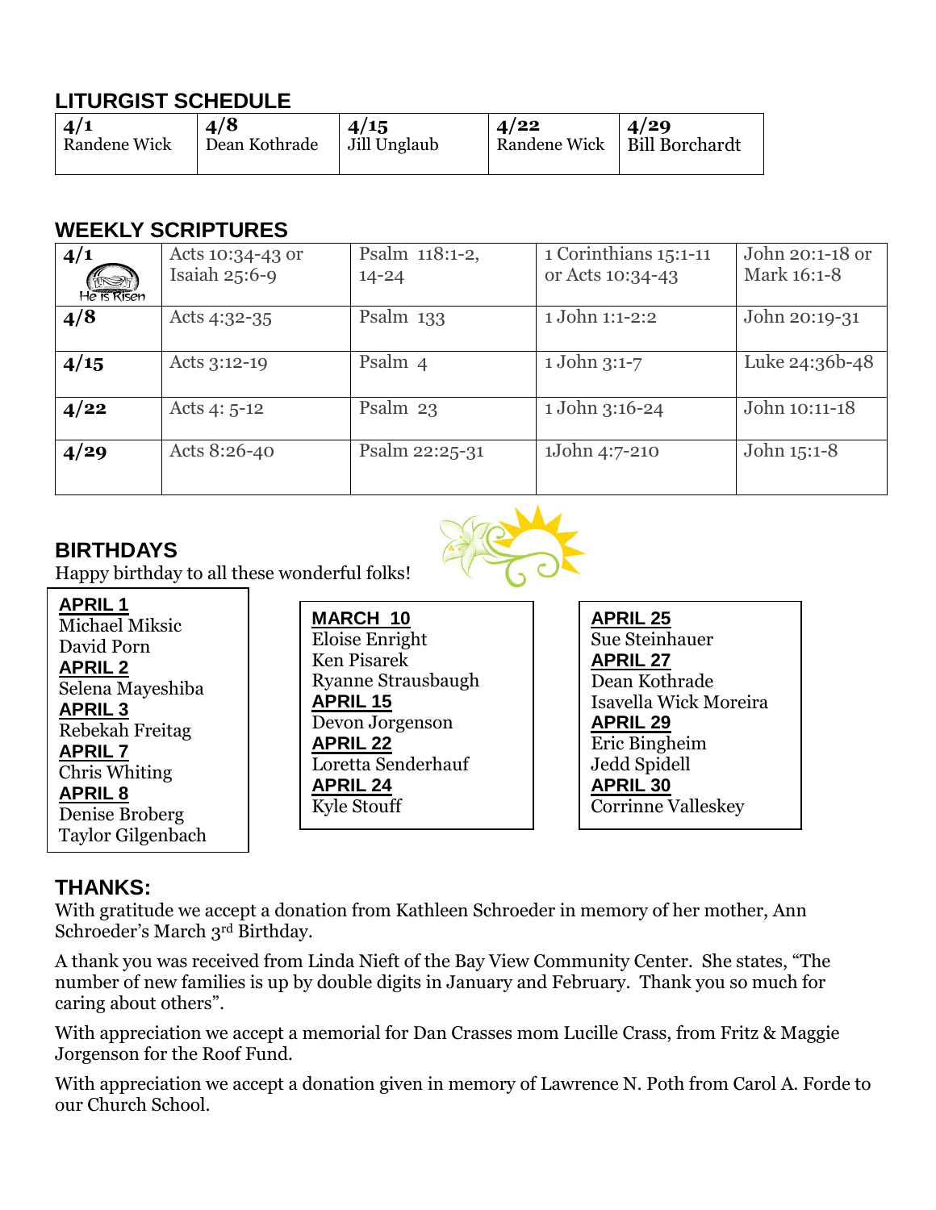## LITURGIST SCHEDULE

| 4/1 | 4/8 | 4/15 | 4/22 | 4/29 |
|---|---|---|---|---|
| Randene Wick | Dean Kothrade | Jill Unglaub | Randene Wick | Bill Borchardt |

## WEEKLY SCRIPTURES

| | | | | |
|---|---|---|---|---|
| **4/1** He is Risen | Acts 10:34-43 or Isaiah 25:6-9 | Psalm 118:1-2, 14-24 | 1 Corinthians 15:1-11 or Acts 10:34-43 | John 20:1-18 or Mark 16:1-8 |
| **4/8** | Acts 4:32-35 | Psalm 133 | 1 John 1:1-2:2 | John 20:19-31 |
| **4/15** | Acts 3:12-19 | Psalm 4 | 1 John 3:1-7 | Luke 24:36b-48 |
| **4/22** | Acts 4: 5-12 | Psalm 23 | 1 John 3:16-24 | John 10:11-18 |
| **4/29** | Acts 8:26-40 | Psalm 22:25-31 | 1John 4:7-210 | John 15:1-8 |

## BIRTHDAYS

Happy birthday to all these wonderful folks!

**APRIL 1**
Michael Miksic
David Porn

**APRIL 2**
Selena Mayeshiba

**APRIL 3**
Rebekah Freitag

**APRIL 7**
Chris Whiting

**APRIL 8**
Denise Broberg
Taylor Gilgenbach

**MARCH 10**
Eloise Enright
Ken Pisarek
Ryanne Strausbaugh

**APRIL 15**
Devon Jorgenson

**APRIL 22**
Loretta Senderhauf

**APRIL 24**
Kyle Stouff

**APRIL 25**
Sue Steinhauer

**APRIL 27**
Dean Kothrade
Isavella Wick Moreira

**APRIL 29**
Eric Bingheim
Jedd Spidell

**APRIL 30**
Corrinne Valleskey

## THANKS:

With gratitude we accept a donation from Kathleen Schroeder in memory of her mother, Ann Schroeder's March 3rd Birthday.

A thank you was received from Linda Nieft of the Bay View Community Center. She states, "The number of new families is up by double digits in January and February. Thank you so much for caring about others".

With appreciation we accept a memorial for Dan Crasses mom Lucille Crass, from Fritz & Maggie Jorgenson for the Roof Fund.

With appreciation we accept a donation given in memory of Lawrence N. Poth from Carol A. Forde to our Church School.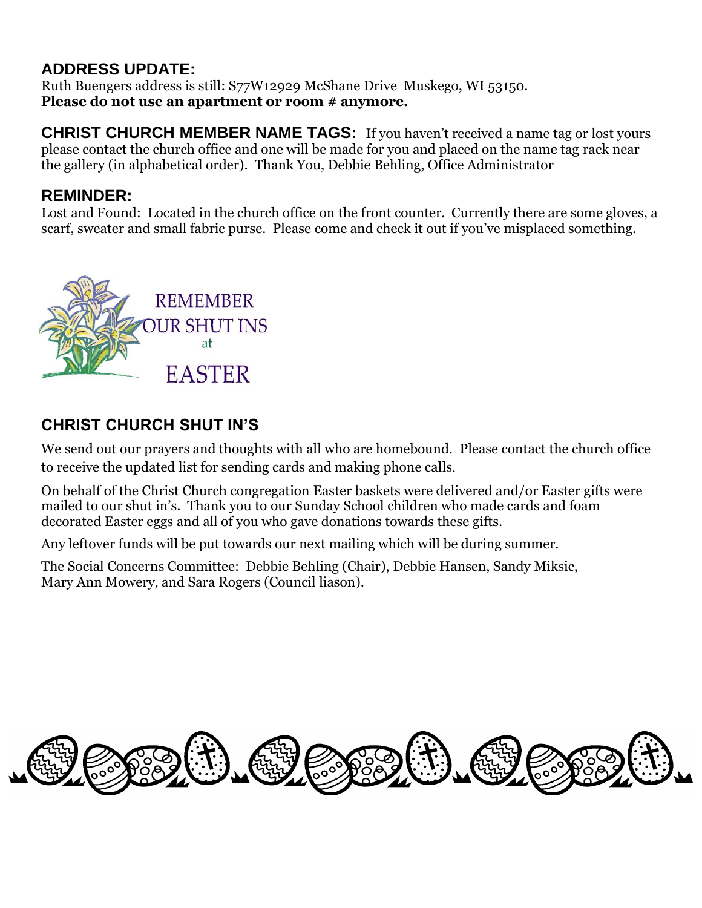## ADDRESS UPDATE:

Ruth Buengers address is still: S77W12929 McShane Drive Muskego, WI 53150.
**Please do not use an apartment or room # anymore.**

**CHRIST CHURCH MEMBER NAME TAGS:** If you haven't received a name tag or lost yours please contact the church office and one will be made for you and placed on the name tag rack near the gallery (in alphabetical order). Thank You, Debbie Behling, Office Administrator

## REMINDER:

Lost and Found: Located in the church office on the front counter. Currently there are some gloves, a scarf, sweater and small fabric purse. Please come and check it out if you've misplaced something.

REMEMBER OUR SHUT INS at EASTER

## CHRIST CHURCH SHUT IN'S

We send out our prayers and thoughts with all who are homebound. Please contact the church office to receive the updated list for sending cards and making phone calls.

On behalf of the Christ Church congregation Easter baskets were delivered and/or Easter gifts were mailed to our shut in's. Thank you to our Sunday School children who made cards and foam decorated Easter eggs and all of you who gave donations towards these gifts.

Any leftover funds will be put towards our next mailing which will be during summer.

The Social Concerns Committee: Debbie Behling (Chair), Debbie Hansen, Sandy Miksic, Mary Ann Mowery, and Sara Rogers (Council liason).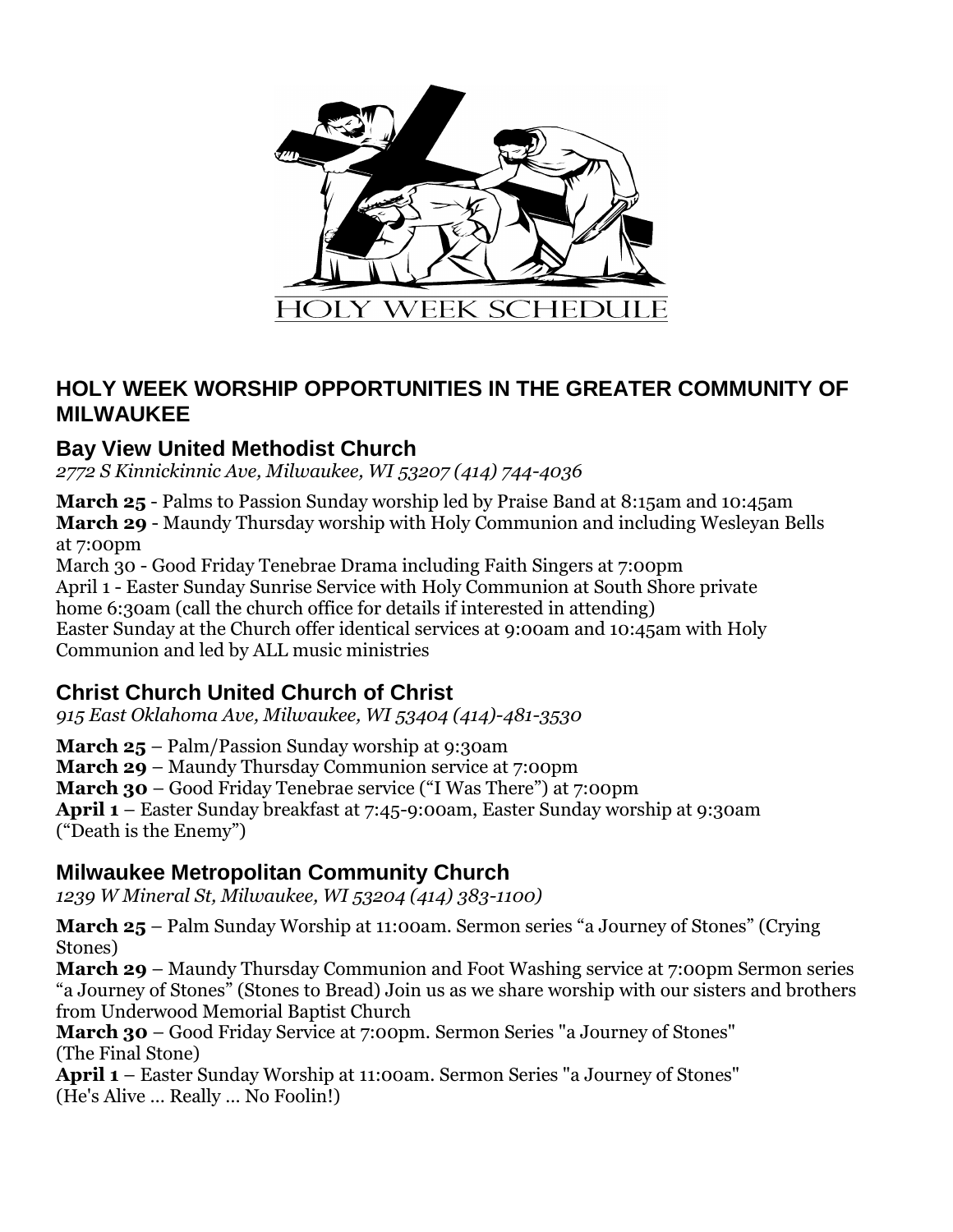HOLY WEEK SCHEDULE

## HOLY WEEK WORSHIP OPPORTUNITIES IN THE GREATER COMMUNITY OF MILWAUKEE

### Bay View United Methodist Church

*2772 S Kinnickinnic Ave, Milwaukee, WI 53207 (414) 744-4036*

**March 25** - Palms to Passion Sunday worship led by Praise Band at 8:15am and 10:45am
**March 29** - Maundy Thursday worship with Holy Communion and including Wesleyan Bells at 7:00pm
March 30 - Good Friday Tenebrae Drama including Faith Singers at 7:00pm
April 1 - Easter Sunday Sunrise Service with Holy Communion at South Shore private home 6:30am (call the church office for details if interested in attending)
Easter Sunday at the Church offer identical services at 9:00am and 10:45am with Holy Communion and led by ALL music ministries

### Christ Church United Church of Christ

*915 East Oklahoma Ave, Milwaukee, WI 53404 (414)-481-3530*

**March 25** – Palm/Passion Sunday worship at 9:30am
**March 29** – Maundy Thursday Communion service at 7:00pm
**March 30** – Good Friday Tenebrae service ("I Was There") at 7:00pm
**April 1** – Easter Sunday breakfast at 7:45-9:00am, Easter Sunday worship at 9:30am ("Death is the Enemy")

### Milwaukee Metropolitan Community Church

*1239 W Mineral St, Milwaukee, WI 53204 (414) 383-1100)*

**March 25** – Palm Sunday Worship at 11:00am. Sermon series "a Journey of Stones" (Crying Stones)
**March 29** – Maundy Thursday Communion and Foot Washing service at 7:00pm Sermon series "a Journey of Stones" (Stones to Bread) Join us as we share worship with our sisters and brothers from Underwood Memorial Baptist Church
**March 30** – Good Friday Service at 7:00pm. Sermon Series "a Journey of Stones" (The Final Stone)
**April 1** – Easter Sunday Worship at 11:00am. Sermon Series "a Journey of Stones" (He's Alive ... Really ... No Foolin!)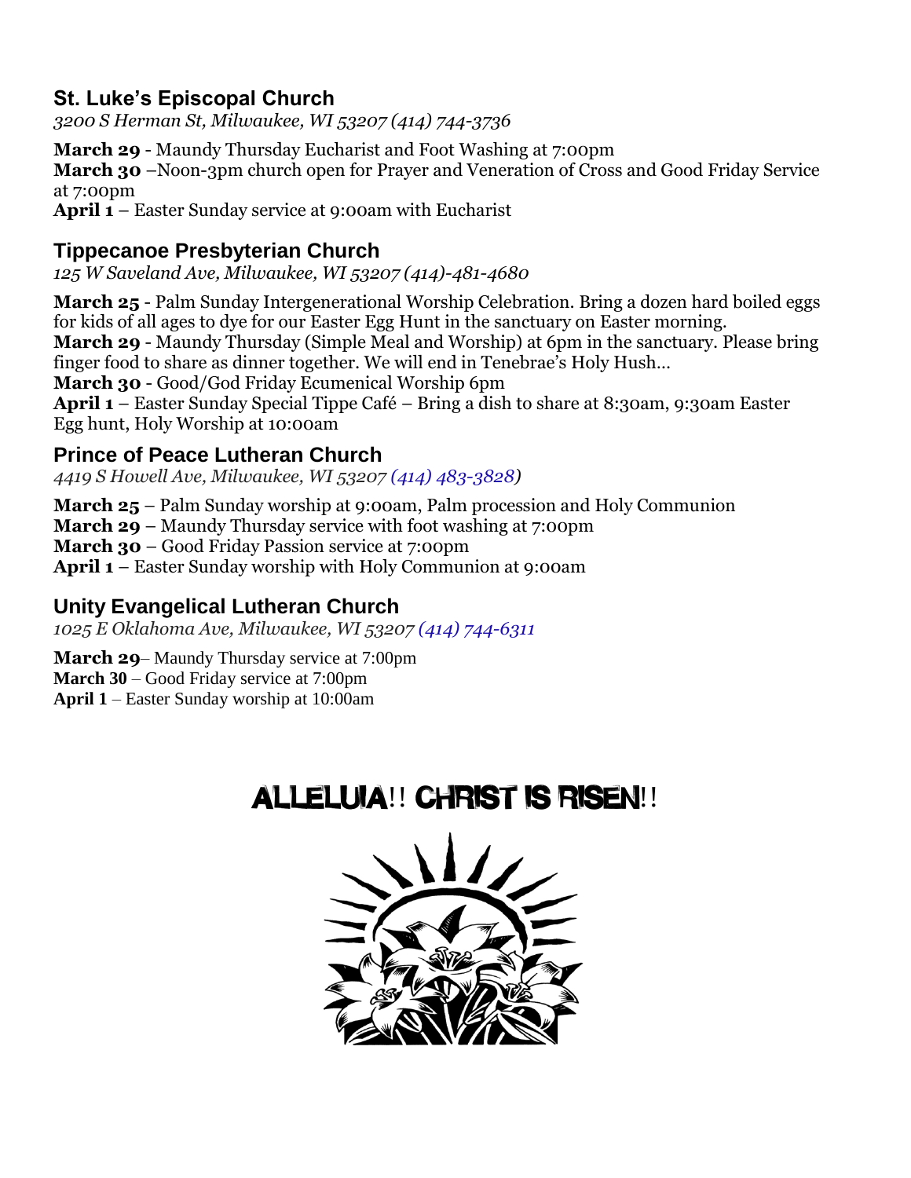## St. Luke's Episcopal Church

*3200 S Herman St, Milwaukee, WI 53207 (414) 744-3736*

**March 29** - Maundy Thursday Eucharist and Foot Washing at 7:00pm
**March 30** –Noon-3pm church open for Prayer and Veneration of Cross and Good Friday Service at 7:00pm
**April 1** – Easter Sunday service at 9:00am with Eucharist

## Tippecanoe Presbyterian Church

*125 W Saveland Ave, Milwaukee, WI 53207 (414)-481-4680*

**March 25** - Palm Sunday Intergenerational Worship Celebration. Bring a dozen hard boiled eggs for kids of all ages to dye for our Easter Egg Hunt in the sanctuary on Easter morning.
**March 29** - Maundy Thursday (Simple Meal and Worship) at 6pm in the sanctuary. Please bring finger food to share as dinner together. We will end in Tenebrae's Holy Hush…
**March 30** - Good/God Friday Ecumenical Worship 6pm
**April 1** – Easter Sunday Special Tippe Café – Bring a dish to share at 8:30am, 9:30am Easter Egg hunt, Holy Worship at 10:00am

## Prince of Peace Lutheran Church

*4419 S Howell Ave, Milwaukee, WI 53207 (414) 483-3828)*

**March 25** – Palm Sunday worship at 9:00am, Palm procession and Holy Communion
**March 29** – Maundy Thursday service with foot washing at 7:00pm
**March 30** – Good Friday Passion service at 7:00pm
**April 1** – Easter Sunday worship with Holy Communion at 9:00am

## Unity Evangelical Lutheran Church

*1025 E Oklahoma Ave, Milwaukee, WI 53207 (414) 744-6311*

**March 29**– Maundy Thursday service at 7:00pm
**March 30** – Good Friday service at 7:00pm
**April 1** – Easter Sunday worship at 10:00am

# ALLELUIA!! CHRIST IS RISEN!!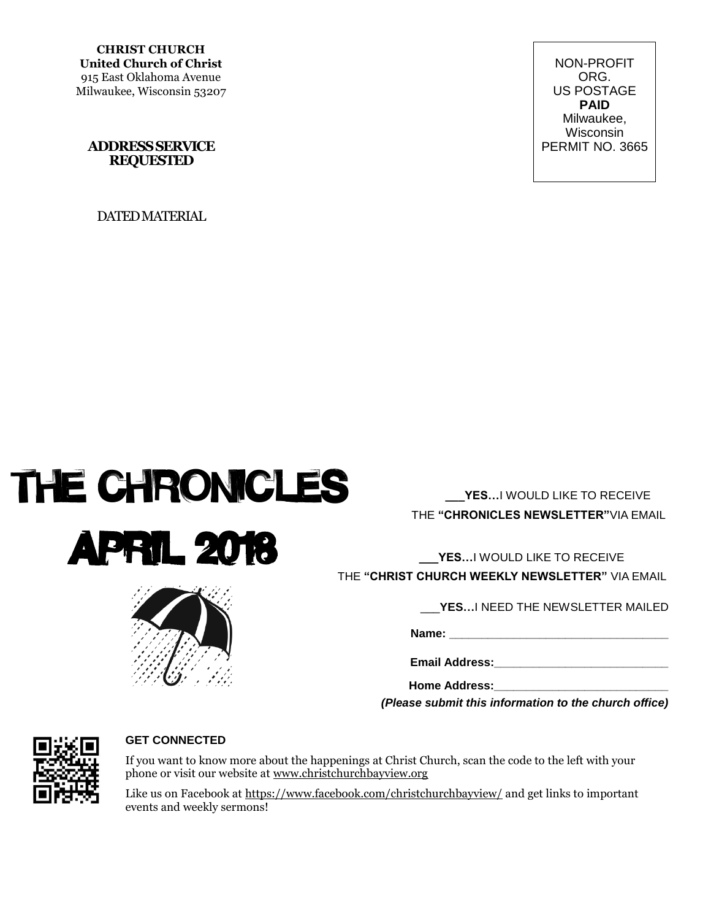**CHRIST CHURCH**
**United Church of Christ**
915 East Oklahoma Avenue
Milwaukee, Wisconsin 53207

**ADDRESS SERVICE REQUESTED**

DATED MATERIAL

NON-PROFIT ORG.
US POSTAGE
**PAID**
Milwaukee, Wisconsin
PERMIT NO. 3665

# THE CHRONICLES

# APRIL 2018

___**YES…**I WOULD LIKE TO RECEIVE THE **"CHRONICLES NEWSLETTER"** VIA EMAIL

___**YES…**I WOULD LIKE TO RECEIVE THE **"CHRIST CHURCH WEEKLY NEWSLETTER"** VIA EMAIL

___**YES…**I NEED THE NEWSLETTER MAILED

**Name:** ______________________________

**Email Address:**______________________________

**Home Address:**______________________________

***(Please submit this information to the church office)***

**GET CONNECTED**

If you want to know more about the happenings at Christ Church, scan the code to the left with your phone or visit our website at www.christchurchbayview.org

Like us on Facebook at https://www.facebook.com/christchurchbayview/ and get links to important events and weekly sermons!